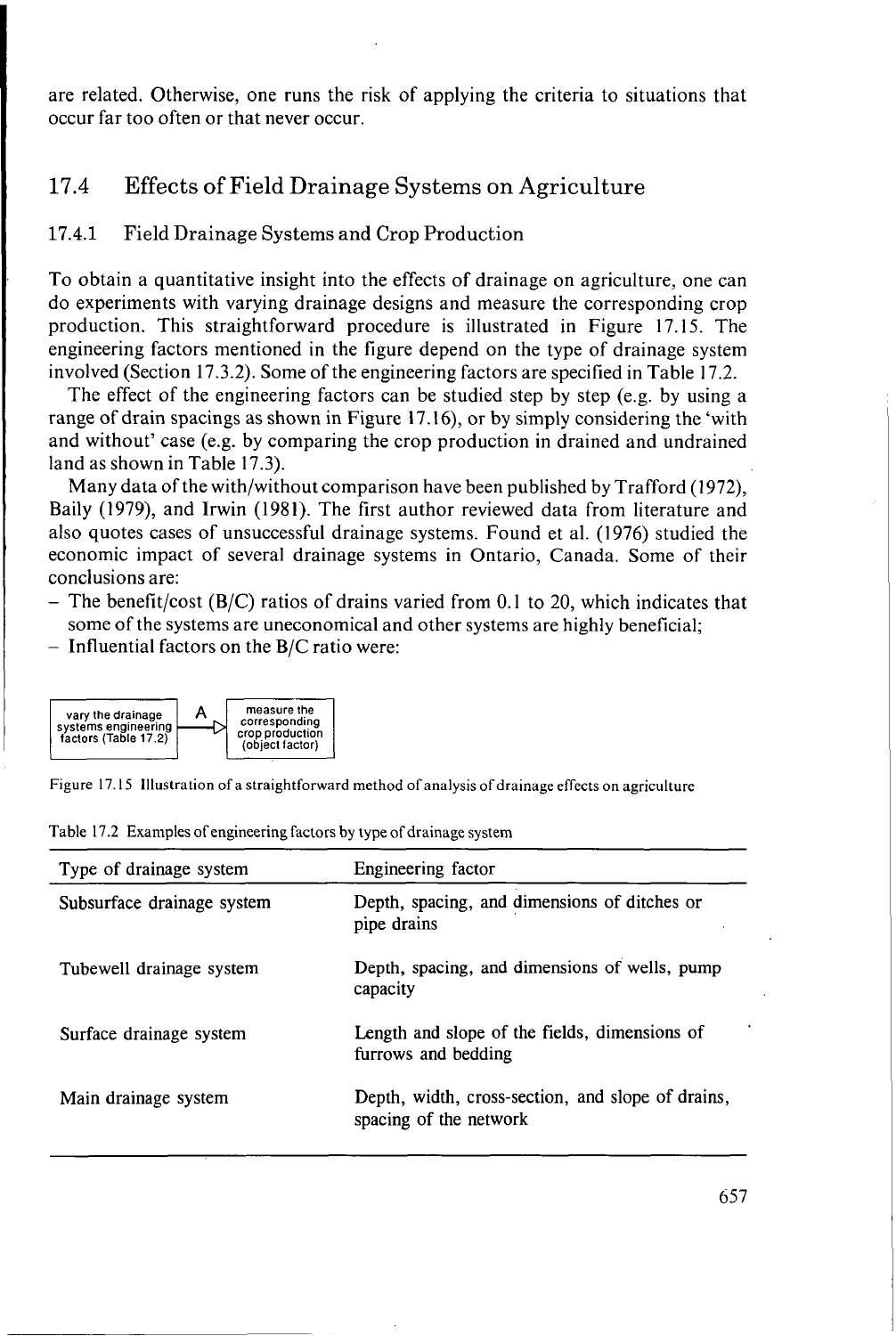are related. Otherwise, one runs the risk of applying the criteria to situations that occur far too often or that never occur.

## 17.4 Effects of Field Drainage Systems on Agriculture

### 17.4.1 Field Drainage Systems and Crop Production

To obtain a quantitative insight into the effects of drainage on agriculture, one can do experiments with varying drainage designs and measure the corresponding crop production. This straightforward procedure is illustrated in Figure 17.15. The engineering factors mentioned in the figure depend on the type of drainage system involved (Section 17.3.2). Some of the engineering factors are specified in Table 17.2.

The effect of the engineering factors can be studied step by step (e.g. by using a range of drain spacings as shown in Figure 17.16), or by simply considering the 'with and without' case (e.g. by comparing the crop production in drained and undrained land as shown in Table 17.3).

Many data of the with/without comparison have been published by Trafford (1972), Baily (1979), and Irwin (1981). The first author reviewed data from literature and also quotes cases of unsuccessful drainage systems. Found et al. (1976) studied the economic impact of several drainage systems in Ontario, Canada. Some of their conclusions are:

- The benefit/cost (B/C) ratios of drains varied from 0.1 to 20, which indicates that some of the systems are uneconomical and other systems are highly beneficial;
- Influential factors on the B/C ratio were:

vary the drainage systems engineering factors (Table 17.2) —A→ measure the corresponding crop production (object factor)

Figure 17.15 Illustration of a straightforward method of analysis of drainage effects on agriculture

Table 17.2 Examples of engineering factors by type of drainage system

| Type of drainage system | Engineering factor |
| --- | --- |
| Subsurface drainage system | Depth, spacing, and dimensions of ditches or pipe drains |
| Tubewell drainage system | Depth, spacing, and dimensions of wells, pump capacity |
| Surface drainage system | Length and slope of the fields, dimensions of furrows and bedding |
| Main drainage system | Depth, width, cross-section, and slope of drains, spacing of the network |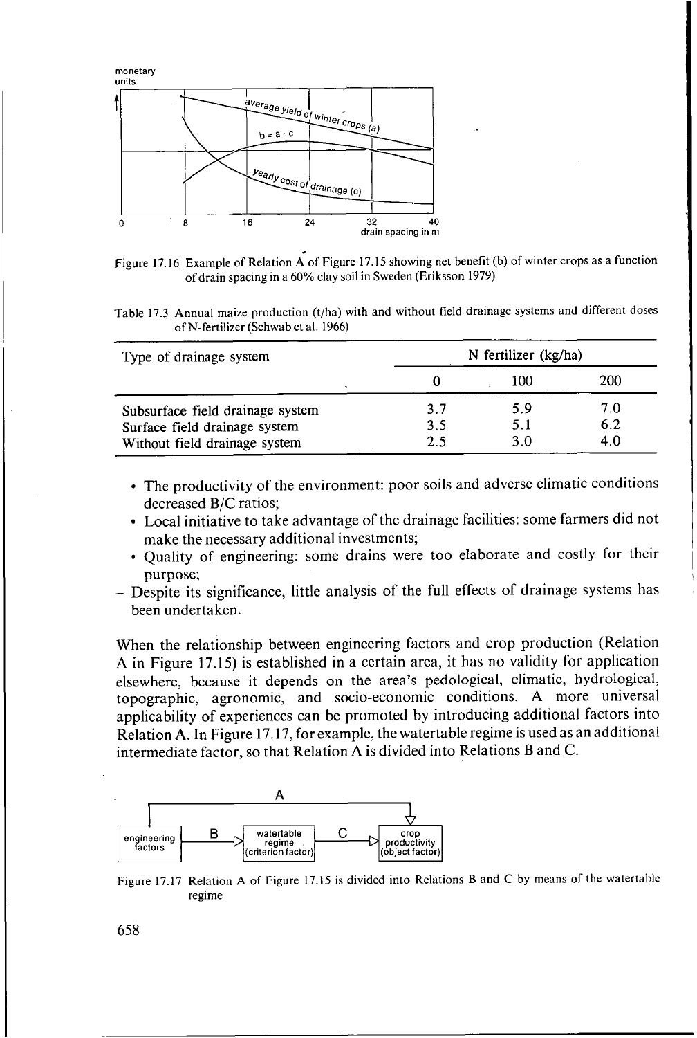Figure 17.16 Example of Relation A of Figure 17.15 showing net benefit (b) of winter crops as a function of drain spacing in a 60% clay soil in Sweden (Eriksson 1979)

Table 17.3 Annual maize production (t/ha) with and without field drainage systems and different doses of N-fertilizer (Schwab et al. 1966)

| Type of drainage system | N fertilizer (kg/ha) | | |
|---|---|---|---|
| | 0 | 100 | 200 |
| Subsurface field drainage system | 3.7 | 5.9 | 7.0 |
| Surface field drainage system | 3.5 | 5.1 | 6.2 |
| Without field drainage system | 2.5 | 3.0 | 4.0 |

- The productivity of the environment: poor soils and adverse climatic conditions decreased B/C ratios;
- Local initiative to take advantage of the drainage facilities: some farmers did not make the necessary additional investments;
- Quality of engineering: some drains were too elaborate and costly for their purpose;

– Despite its significance, little analysis of the full effects of drainage systems has been undertaken.

When the relationship between engineering factors and crop production (Relation A in Figure 17.15) is established in a certain area, it has no validity for application elsewhere, because it depends on the area's pedological, climatic, hydrological, topographic, agronomic, and socio-economic conditions. A more universal applicability of experiences can be promoted by introducing additional factors into Relation A. In Figure 17.17, for example, the watertable regime is used as an additional intermediate factor, so that Relation A is divided into Relations B and C.

Figure 17.17 Relation A of Figure 17.15 is divided into Relations B and C by means of the watertable regime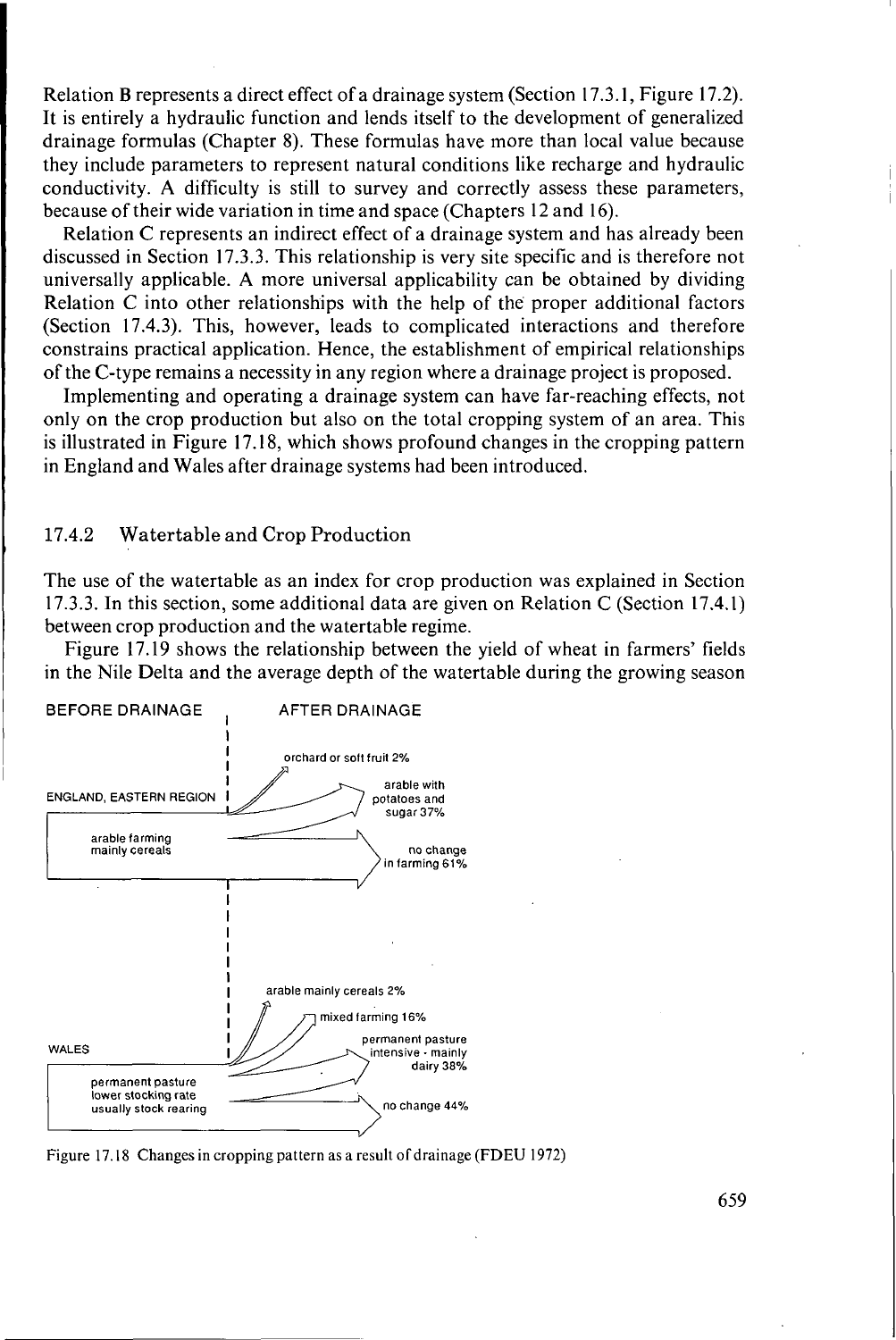Relation B represents a direct effect of a drainage system (Section 17.3.1, Figure 17.2). It is entirely a hydraulic function and lends itself to the development of generalized drainage formulas (Chapter 8). These formulas have more than local value because they include parameters to represent natural conditions like recharge and hydraulic conductivity. A difficulty is still to survey and correctly assess these parameters, because of their wide variation in time and space (Chapters 12 and 16).

Relation C represents an indirect effect of a drainage system and has already been discussed in Section 17.3.3. This relationship is very site specific and is therefore not universally applicable. A more universal applicability can be obtained by dividing Relation C into other relationships with the help of the proper additional factors (Section 17.4.3). This, however, leads to complicated interactions and therefore constrains practical application. Hence, the establishment of empirical relationships of the C-type remains a necessity in any region where a drainage project is proposed.

Implementing and operating a drainage system can have far-reaching effects, not only on the crop production but also on the total cropping system of an area. This is illustrated in Figure 17.18, which shows profound changes in the cropping pattern in England and Wales after drainage systems had been introduced.

## 17.4.2 Watertable and Crop Production

The use of the watertable as an index for crop production was explained in Section 17.3.3. In this section, some additional data are given on Relation C (Section 17.4.1) between crop production and the watertable regime.

Figure 17.19 shows the relationship between the yield of wheat in farmers' fields in the Nile Delta and the average depth of the watertable during the growing season

BEFORE DRAINAGE | AFTER DRAINAGE

ENGLAND, EASTERN REGION: arable farming mainly cereals → orchard or soft fruit 2%; arable with potatoes and sugar 37%; no change in farming 61%

WALES: permanent pasture lower stocking rate usually stock rearing → arable mainly cereals 2%; mixed farming 16%; permanent pasture intensive - mainly dairy 38%; no change 44%

Figure 17.18 Changes in cropping pattern as a result of drainage (FDEU 1972)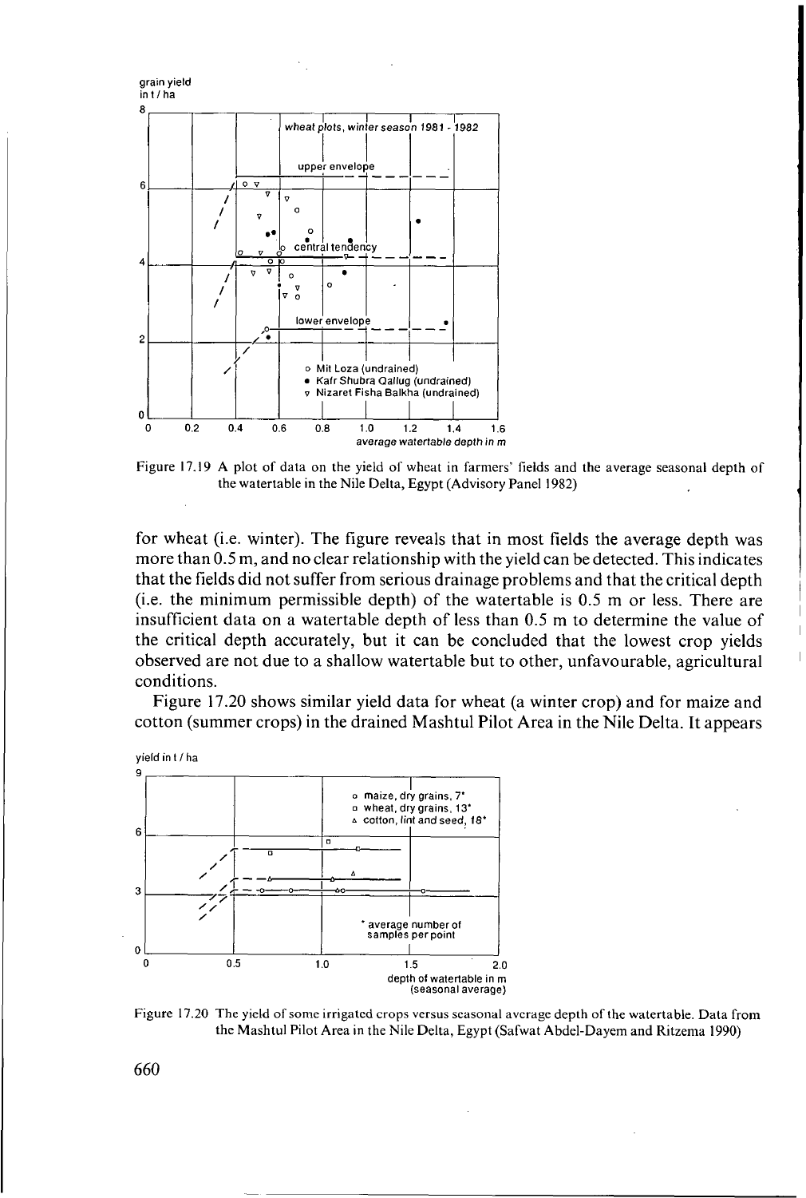Figure 17.19 A plot of data on the yield of wheat in farmers' fields and the average seasonal depth of the watertable in the Nile Delta, Egypt (Advisory Panel 1982)

for wheat (i.e. winter). The figure reveals that in most fields the average depth was more than 0.5 m, and no clear relationship with the yield can be detected. This indicates that the fields did not suffer from serious drainage problems and that the critical depth (i.e. the minimum permissible depth) of the watertable is 0.5 m or less. There are insufficient data on a watertable depth of less than 0.5 m to determine the value of the critical depth accurately, but it can be concluded that the lowest crop yields observed are not due to a shallow watertable but to other, unfavourable, agricultural conditions.

Figure 17.20 shows similar yield data for wheat (a winter crop) and for maize and cotton (summer crops) in the drained Mashtul Pilot Area in the Nile Delta. It appears

Figure 17.20 The yield of some irrigated crops versus seasonal average depth of the watertable. Data from the Mashtul Pilot Area in the Nile Delta, Egypt (Safwat Abdel-Dayem and Ritzema 1990)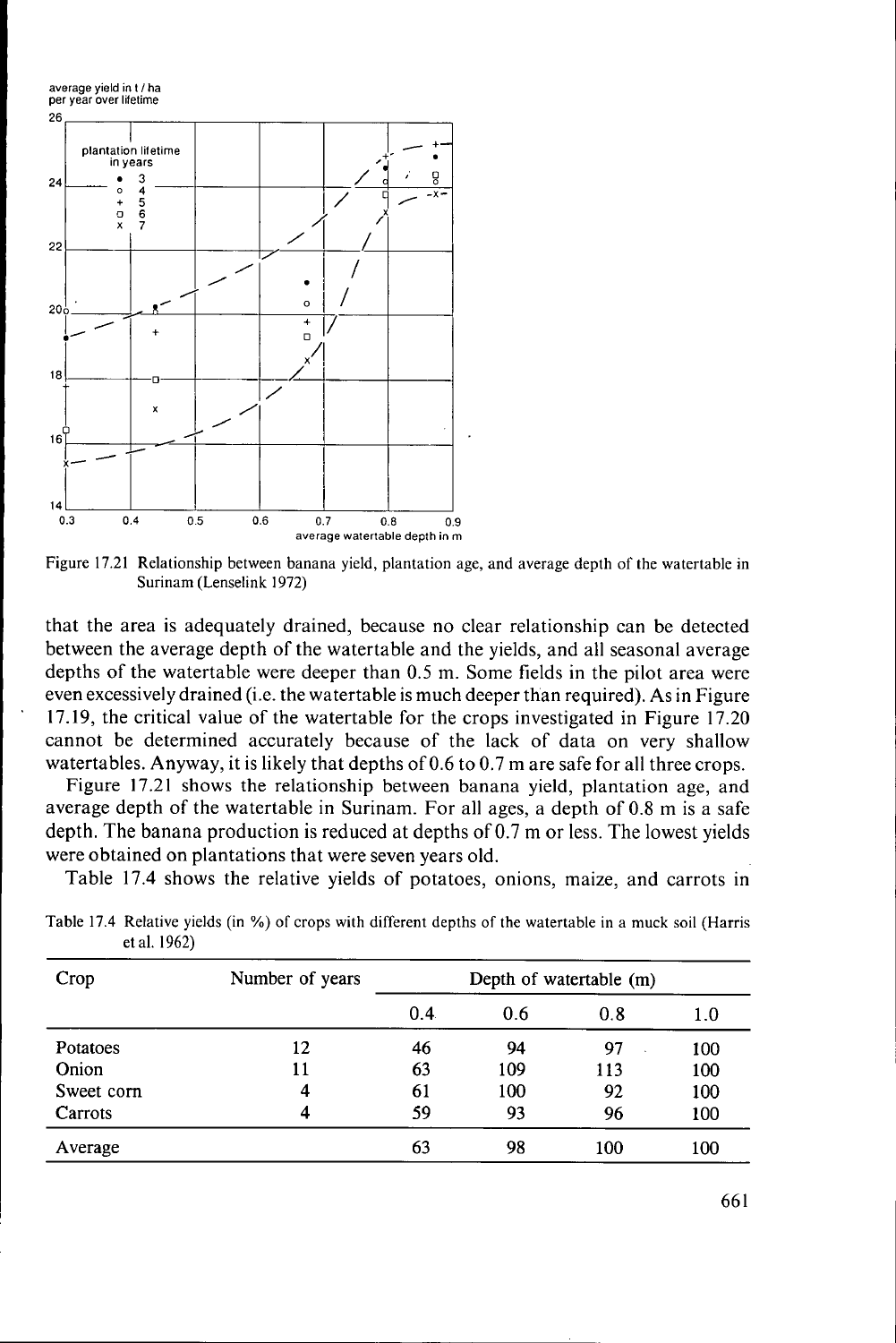Figure 17.21 Relationship between banana yield, plantation age, and average depth of the watertable in Surinam (Lenselink 1972)

that the area is adequately drained, because no clear relationship can be detected between the average depth of the watertable and the yields, and all seasonal average depths of the watertable were deeper than 0.5 m. Some fields in the pilot area were even excessively drained (i.e. the watertable is much deeper than required). As in Figure 17.19, the critical value of the watertable for the crops investigated in Figure 17.20 cannot be determined accurately because of the lack of data on very shallow watertables. Anyway, it is likely that depths of 0.6 to 0.7 m are safe for all three crops.

Figure 17.21 shows the relationship between banana yield, plantation age, and average depth of the watertable in Surinam. For all ages, a depth of 0.8 m is a safe depth. The banana production is reduced at depths of 0.7 m or less. The lowest yields were obtained on plantations that were seven years old.

Table 17.4 shows the relative yields of potatoes, onions, maize, and carrots in

Table 17.4 Relative yields (in %) of crops with different depths of the watertable in a muck soil (Harris et al. 1962)

| Crop | Number of years | Depth of watertable (m) | | | |
|---|---|---|---|---|---|
| | | 0.4 | 0.6 | 0.8 | 1.0 |
| Potatoes | 12 | 46 | 94 | 97 | 100 |
| Onion | 11 | 63 | 109 | 113 | 100 |
| Sweet corn | 4 | 61 | 100 | 92 | 100 |
| Carrots | 4 | 59 | 93 | 96 | 100 |
| Average | | 63 | 98 | 100 | 100 |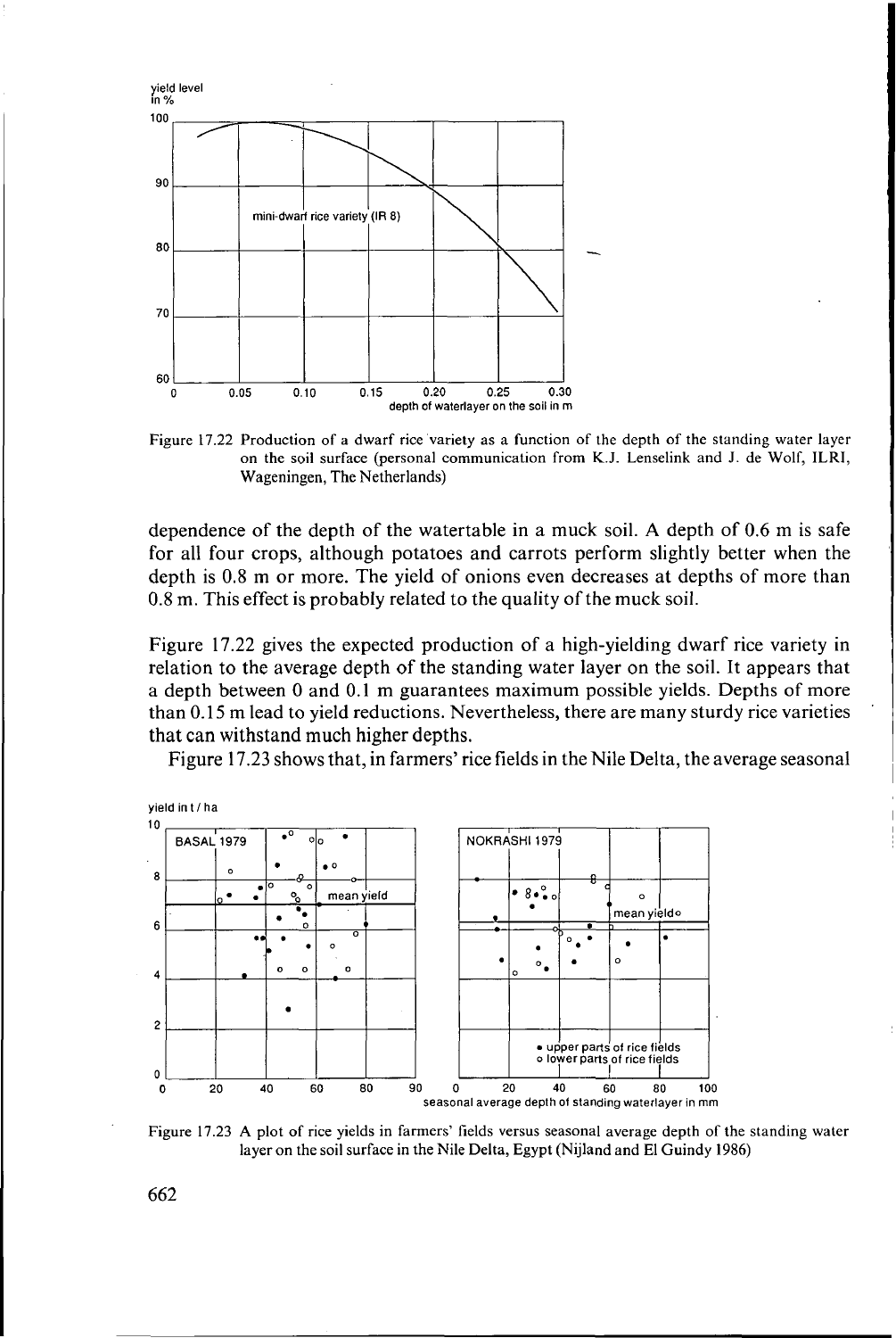Figure 17.22 Production of a dwarf rice variety as a function of the depth of the standing water layer on the soil surface (personal communication from K.J. Lenselink and J. de Wolf, ILRI, Wageningen, The Netherlands)

dependence of the depth of the watertable in a muck soil. A depth of 0.6 m is safe for all four crops, although potatoes and carrots perform slightly better when the depth is 0.8 m or more. The yield of onions even decreases at depths of more than 0.8 m. This effect is probably related to the quality of the muck soil.

Figure 17.22 gives the expected production of a high-yielding dwarf rice variety in relation to the average depth of the standing water layer on the soil. It appears that a depth between 0 and 0.1 m guarantees maximum possible yields. Depths of more than 0.15 m lead to yield reductions. Nevertheless, there are many sturdy rice varieties that can withstand much higher depths.

Figure 17.23 shows that, in farmers' rice fields in the Nile Delta, the average seasonal

Figure 17.23 A plot of rice yields in farmers' fields versus seasonal average depth of the standing water layer on the soil surface in the Nile Delta, Egypt (Nijland and El Guindy 1986)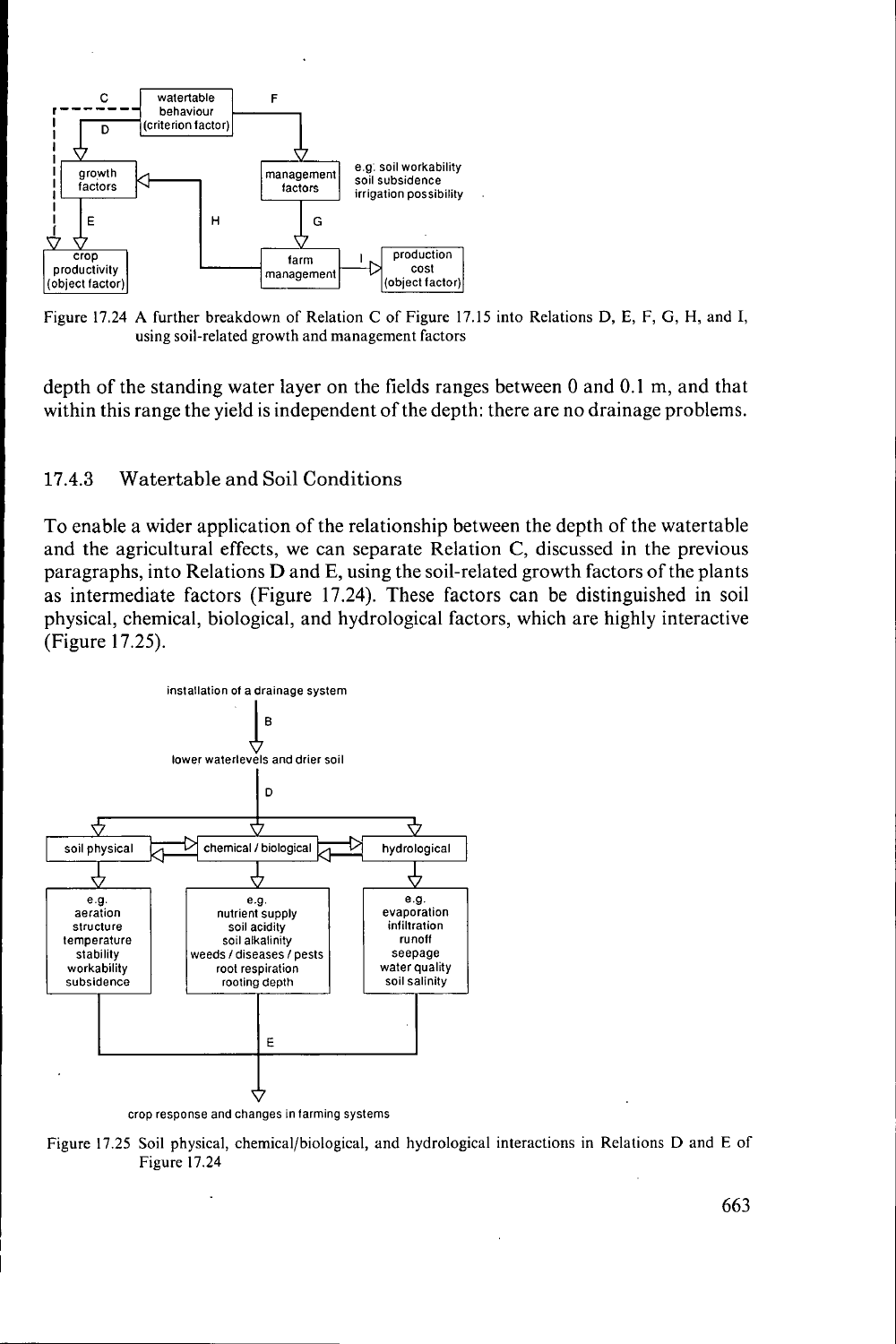Figure 17.24 A further breakdown of Relation C of Figure 17.15 into Relations D, E, F, G, H, and I, using soil-related growth and management factors

depth of the standing water layer on the fields ranges between 0 and 0.1 m, and that within this range the yield is independent of the depth: there are no drainage problems.

### 17.4.3 Watertable and Soil Conditions

To enable a wider application of the relationship between the depth of the watertable and the agricultural effects, we can separate Relation C, discussed in the previous paragraphs, into Relations D and E, using the soil-related growth factors of the plants as intermediate factors (Figure 17.24). These factors can be distinguished in soil physical, chemical, biological, and hydrological factors, which are highly interactive (Figure 17.25).

Figure 17.25 Soil physical, chemical/biological, and hydrological interactions in Relations D and E of Figure 17.24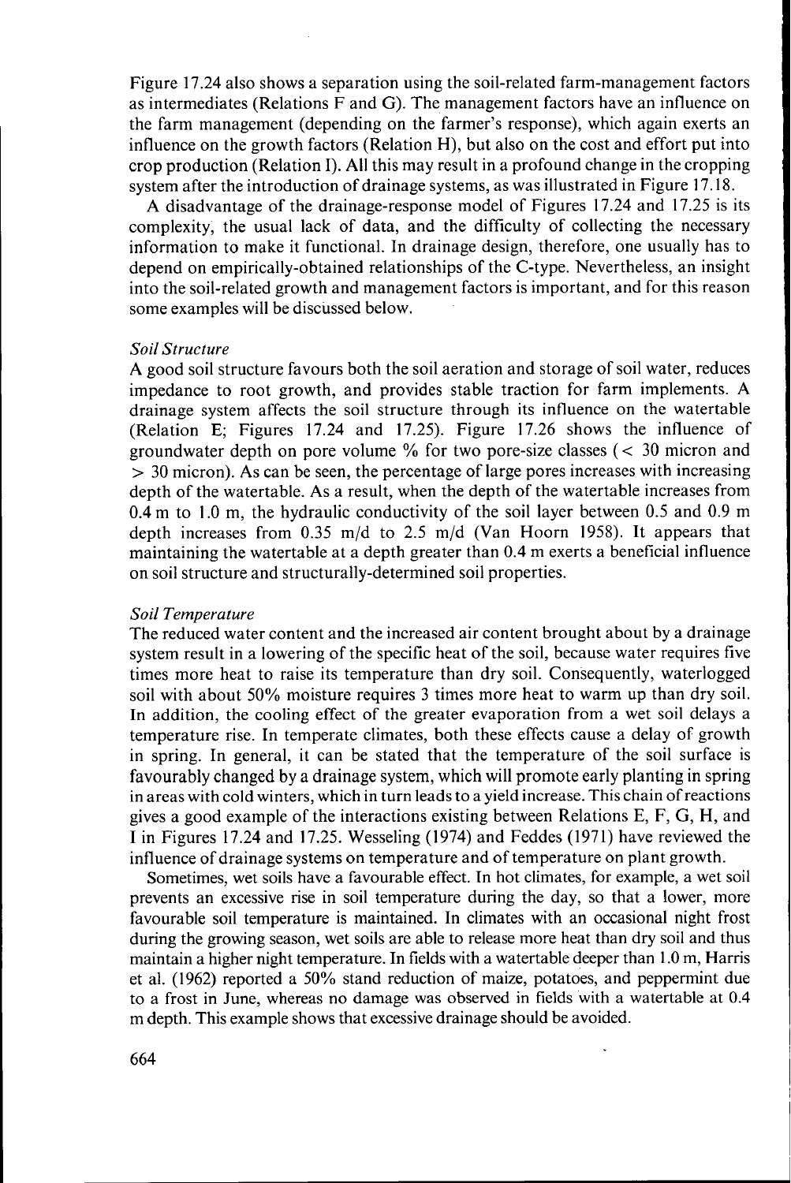Figure 17.24 also shows a separation using the soil-related farm-management factors as intermediates (Relations F and G). The management factors have an influence on the farm management (depending on the farmer's response), which again exerts an influence on the growth factors (Relation H), but also on the cost and effort put into crop production (Relation I). All this may result in a profound change in the cropping system after the introduction of drainage systems, as was illustrated in Figure 17.18.

A disadvantage of the drainage-response model of Figures 17.24 and 17.25 is its complexity, the usual lack of data, and the difficulty of collecting the necessary information to make it functional. In drainage design, therefore, one usually has to depend on empirically-obtained relationships of the C-type. Nevertheless, an insight into the soil-related growth and management factors is important, and for this reason some examples will be discussed below.

*Soil Structure*

A good soil structure favours both the soil aeration and storage of soil water, reduces impedance to root growth, and provides stable traction for farm implements. A drainage system affects the soil structure through its influence on the watertable (Relation E; Figures 17.24 and 17.25). Figure 17.26 shows the influence of groundwater depth on pore volume % for two pore-size classes (< 30 micron and > 30 micron). As can be seen, the percentage of large pores increases with increasing depth of the watertable. As a result, when the depth of the watertable increases from 0.4 m to 1.0 m, the hydraulic conductivity of the soil layer between 0.5 and 0.9 m depth increases from 0.35 m/d to 2.5 m/d (Van Hoorn 1958). It appears that maintaining the watertable at a depth greater than 0.4 m exerts a beneficial influence on soil structure and structurally-determined soil properties.

*Soil Temperature*

The reduced water content and the increased air content brought about by a drainage system result in a lowering of the specific heat of the soil, because water requires five times more heat to raise its temperature than dry soil. Consequently, waterlogged soil with about 50% moisture requires 3 times more heat to warm up than dry soil. In addition, the cooling effect of the greater evaporation from a wet soil delays a temperature rise. In temperate climates, both these effects cause a delay of growth in spring. In general, it can be stated that the temperature of the soil surface is favourably changed by a drainage system, which will promote early planting in spring in areas with cold winters, which in turn leads to a yield increase. This chain of reactions gives a good example of the interactions existing between Relations E, F, G, H, and I in Figures 17.24 and 17.25. Wesseling (1974) and Feddes (1971) have reviewed the influence of drainage systems on temperature and of temperature on plant growth.

Sometimes, wet soils have a favourable effect. In hot climates, for example, a wet soil prevents an excessive rise in soil temperature during the day, so that a lower, more favourable soil temperature is maintained. In climates with an occasional night frost during the growing season, wet soils are able to release more heat than dry soil and thus maintain a higher night temperature. In fields with a watertable deeper than 1.0 m, Harris et al. (1962) reported a 50% stand reduction of maize, potatoes, and peppermint due to a frost in June, whereas no damage was observed in fields with a watertable at 0.4 m depth. This example shows that excessive drainage should be avoided.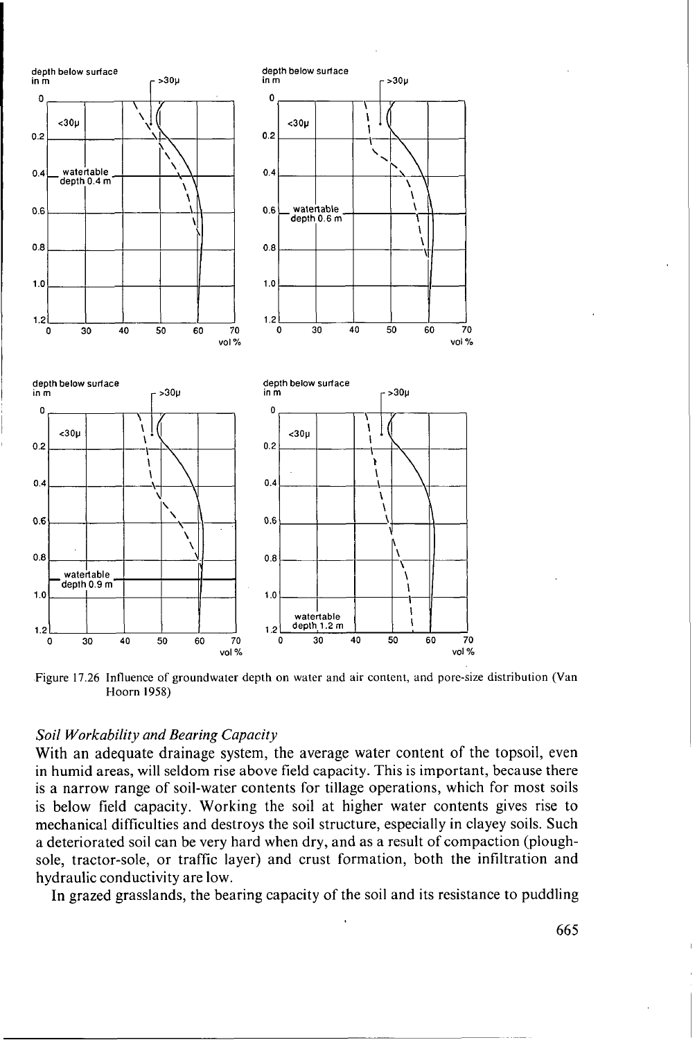Figure 17.26 Influence of groundwater depth on water and air content, and pore-size distribution (Van Hoorn 1958)

*Soil Workability and Bearing Capacity*

With an adequate drainage system, the average water content of the topsoil, even in humid areas, will seldom rise above field capacity. This is important, because there is a narrow range of soil-water contents for tillage operations, which for most soils is below field capacity. Working the soil at higher water contents gives rise to mechanical difficulties and destroys the soil structure, especially in clayey soils. Such a deteriorated soil can be very hard when dry, and as a result of compaction (plough-sole, tractor-sole, or traffic layer) and crust formation, both the infiltration and hydraulic conductivity are low.

In grazed grasslands, the bearing capacity of the soil and its resistance to puddling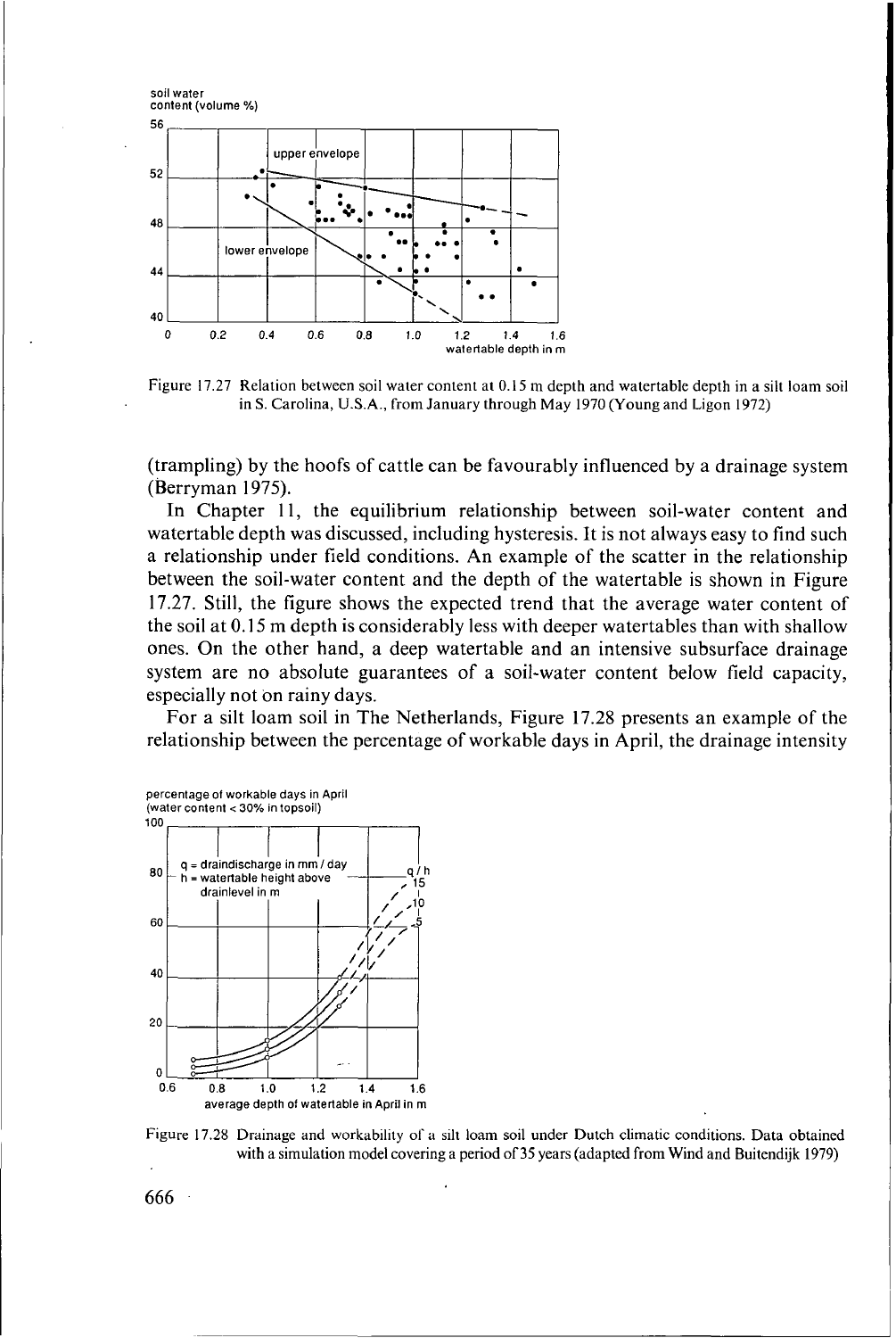Figure 17.27 Relation between soil water content at 0.15 m depth and watertable depth in a silt loam soil in S. Carolina, U.S.A., from January through May 1970 (Young and Ligon 1972)

(trampling) by the hoofs of cattle can be favourably influenced by a drainage system (Berryman 1975).

In Chapter 11, the equilibrium relationship between soil-water content and watertable depth was discussed, including hysteresis. It is not always easy to find such a relationship under field conditions. An example of the scatter in the relationship between the soil-water content and the depth of the watertable is shown in Figure 17.27. Still, the figure shows the expected trend that the average water content of the soil at 0.15 m depth is considerably less with deeper watertables than with shallow ones. On the other hand, a deep watertable and an intensive subsurface drainage system are no absolute guarantees of a soil-water content below field capacity, especially not on rainy days.

For a silt loam soil in The Netherlands, Figure 17.28 presents an example of the relationship between the percentage of workable days in April, the drainage intensity

Figure 17.28 Drainage and workability of a silt loam soil under Dutch climatic conditions. Data obtained with a simulation model covering a period of 35 years (adapted from Wind and Buitendijk 1979)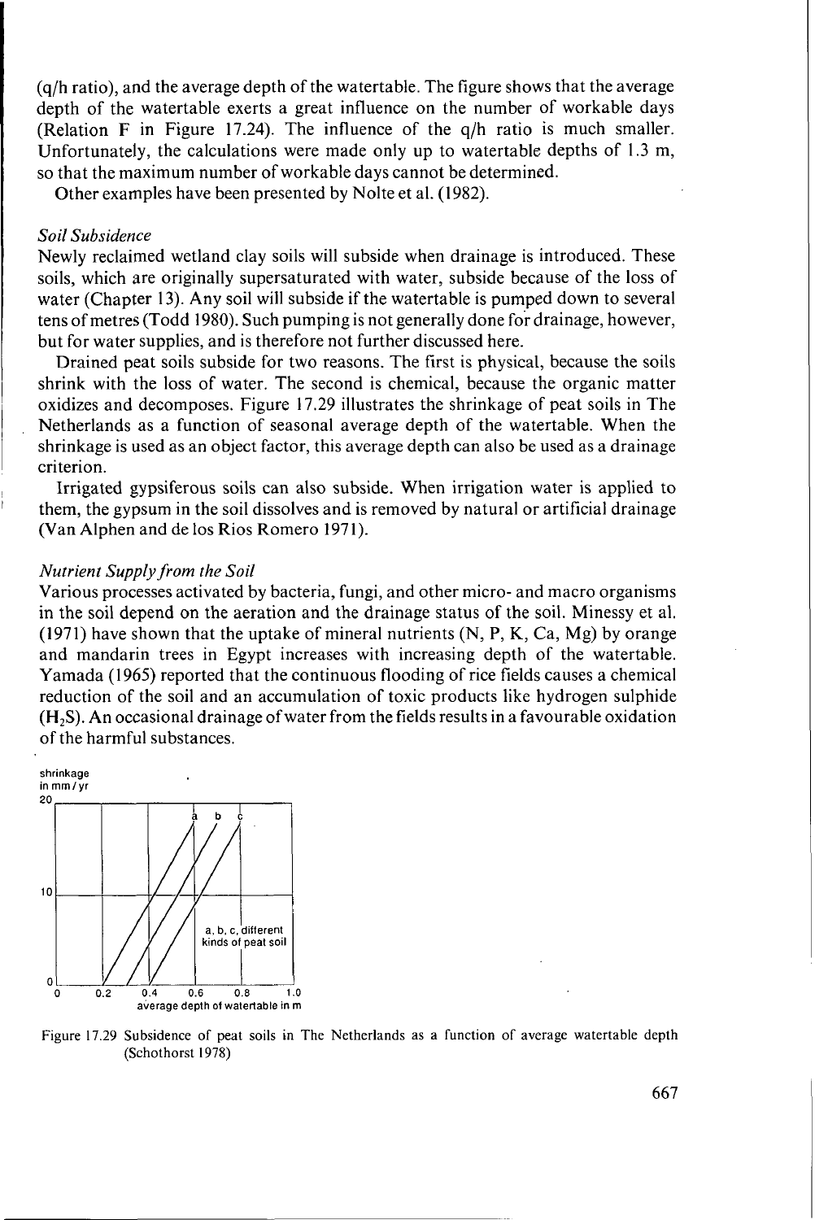(q/h ratio), and the average depth of the watertable. The figure shows that the average depth of the watertable exerts a great influence on the number of workable days (Relation F in Figure 17.24). The influence of the q/h ratio is much smaller. Unfortunately, the calculations were made only up to watertable depths of 1.3 m, so that the maximum number of workable days cannot be determined.

Other examples have been presented by Nolte et al. (1982).

*Soil Subsidence*

Newly reclaimed wetland clay soils will subside when drainage is introduced. These soils, which are originally supersaturated with water, subside because of the loss of water (Chapter 13). Any soil will subside if the watertable is pumped down to several tens of metres (Todd 1980). Such pumping is not generally done for drainage, however, but for water supplies, and is therefore not further discussed here.

Drained peat soils subside for two reasons. The first is physical, because the soils shrink with the loss of water. The second is chemical, because the organic matter oxidizes and decomposes. Figure 17.29 illustrates the shrinkage of peat soils in The Netherlands as a function of seasonal average depth of the watertable. When the shrinkage is used as an object factor, this average depth can also be used as a drainage criterion.

Irrigated gypsiferous soils can also subside. When irrigation water is applied to them, the gypsum in the soil dissolves and is removed by natural or artificial drainage (Van Alphen and de los Rios Romero 1971).

*Nutrient Supply from the Soil*

Various processes activated by bacteria, fungi, and other micro- and macro organisms in the soil depend on the aeration and the drainage status of the soil. Minessy et al. (1971) have shown that the uptake of mineral nutrients (N, P, K, Ca, Mg) by orange and mandarin trees in Egypt increases with increasing depth of the watertable. Yamada (1965) reported that the continuous flooding of rice fields causes a chemical reduction of the soil and an accumulation of toxic products like hydrogen sulphide ($H_2S$). An occasional drainage of water from the fields results in a favourable oxidation of the harmful substances.

Figure 17.29 Subsidence of peat soils in The Netherlands as a function of average watertable depth (Schothorst 1978)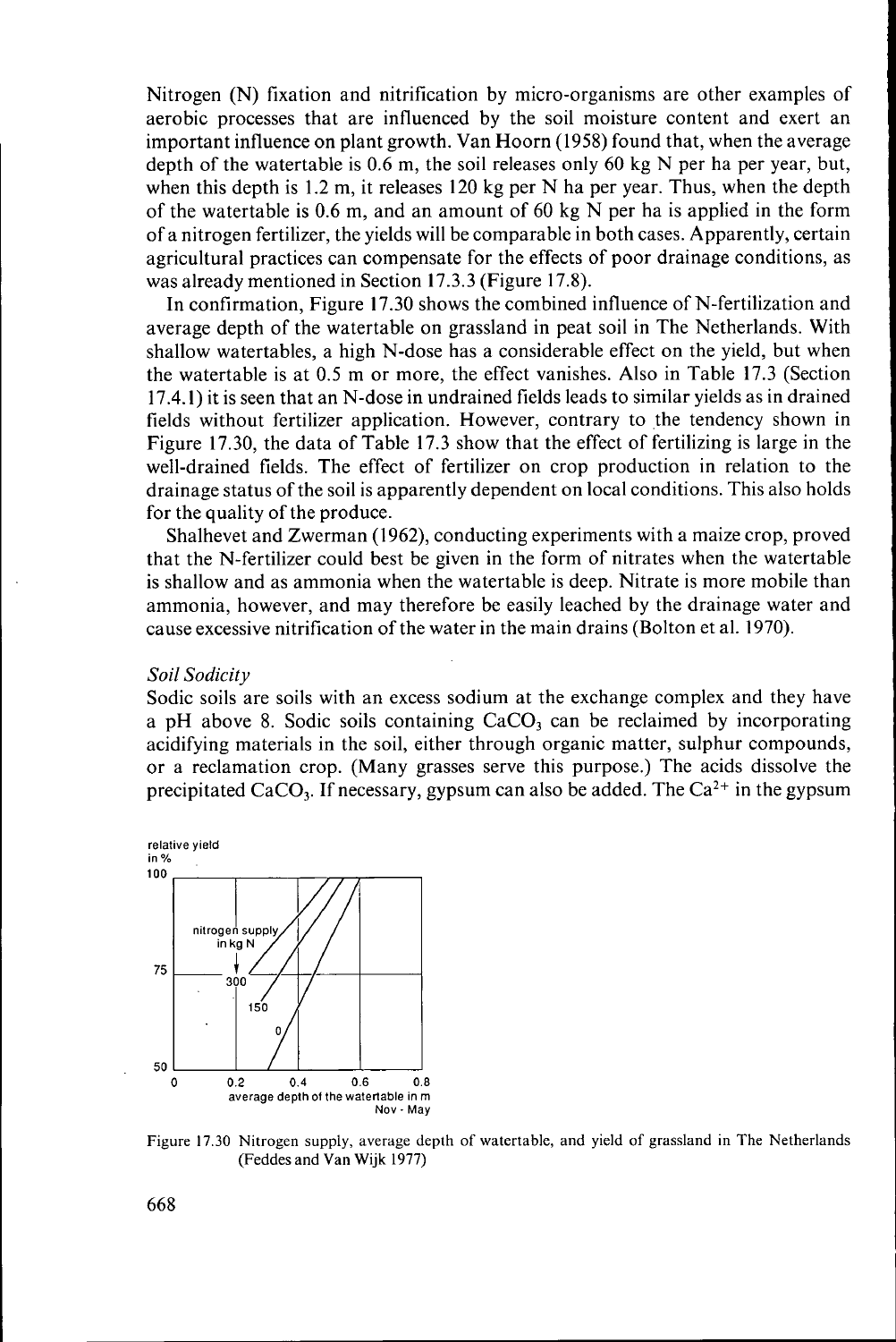Nitrogen (N) fixation and nitrification by micro-organisms are other examples of aerobic processes that are influenced by the soil moisture content and exert an important influence on plant growth. Van Hoorn (1958) found that, when the average depth of the watertable is 0.6 m, the soil releases only 60 kg N per ha per year, but, when this depth is 1.2 m, it releases 120 kg per N ha per year. Thus, when the depth of the watertable is 0.6 m, and an amount of 60 kg N per ha is applied in the form of a nitrogen fertilizer, the yields will be comparable in both cases. Apparently, certain agricultural practices can compensate for the effects of poor drainage conditions, as was already mentioned in Section 17.3.3 (Figure 17.8).

In confirmation, Figure 17.30 shows the combined influence of N-fertilization and average depth of the watertable on grassland in peat soil in The Netherlands. With shallow watertables, a high N-dose has a considerable effect on the yield, but when the watertable is at 0.5 m or more, the effect vanishes. Also in Table 17.3 (Section 17.4.1) it is seen that an N-dose in undrained fields leads to similar yields as in drained fields without fertilizer application. However, contrary to the tendency shown in Figure 17.30, the data of Table 17.3 show that the effect of fertilizing is large in the well-drained fields. The effect of fertilizer on crop production in relation to the drainage status of the soil is apparently dependent on local conditions. This also holds for the quality of the produce.

Shalhevet and Zwerman (1962), conducting experiments with a maize crop, proved that the N-fertilizer could best be given in the form of nitrates when the watertable is shallow and as ammonia when the watertable is deep. Nitrate is more mobile than ammonia, however, and may therefore be easily leached by the drainage water and cause excessive nitrification of the water in the main drains (Bolton et al. 1970).

*Soil Sodicity*

Sodic soils are soils with an excess sodium at the exchange complex and they have a pH above 8. Sodic soils containing $CaCO_3$ can be reclaimed by incorporating acidifying materials in the soil, either through organic matter, sulphur compounds, or a reclamation crop. (Many grasses serve this purpose.) The acids dissolve the precipitated $CaCO_3$. If necessary, gypsum can also be added. The $Ca^{2+}$ in the gypsum

Figure 17.30 Nitrogen supply, average depth of watertable, and yield of grassland in The Netherlands (Feddes and Van Wijk 1977)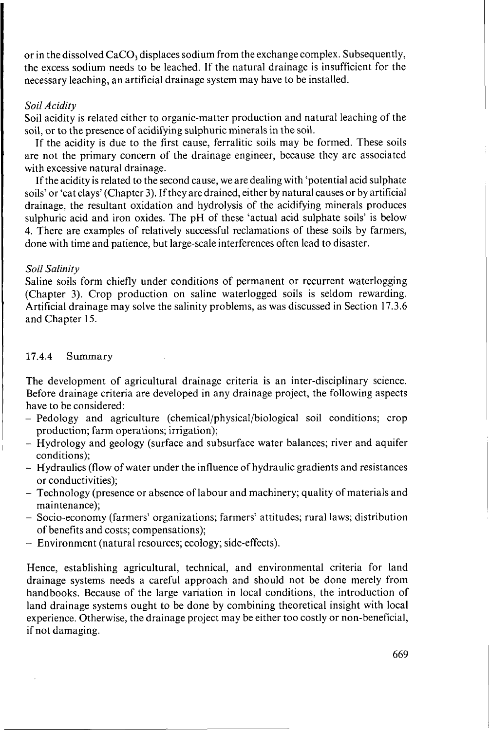or in the dissolved $CaCO_3$ displaces sodium from the exchange complex. Subsequently, the excess sodium needs to be leached. If the natural drainage is insufficient for the necessary leaching, an artificial drainage system may have to be installed.

*Soil Acidity*

Soil acidity is related either to organic-matter production and natural leaching of the soil, or to the presence of acidifying sulphuric minerals in the soil.

If the acidity is due to the first cause, ferralitic soils may be formed. These soils are not the primary concern of the drainage engineer, because they are associated with excessive natural drainage.

If the acidity is related to the second cause, we are dealing with 'potential acid sulphate soils' or 'cat clays' (Chapter 3). If they are drained, either by natural causes or by artificial drainage, the resultant oxidation and hydrolysis of the acidifying minerals produces sulphuric acid and iron oxides. The pH of these 'actual acid sulphate soils' is below 4. There are examples of relatively successful reclamations of these soils by farmers, done with time and patience, but large-scale interferences often lead to disaster.

*Soil Salinity*

Saline soils form chiefly under conditions of permanent or recurrent waterlogging (Chapter 3). Crop production on saline waterlogged soils is seldom rewarding. Artificial drainage may solve the salinity problems, as was discussed in Section 17.3.6 and Chapter 15.

### 17.4.4 Summary

The development of agricultural drainage criteria is an inter-disciplinary science. Before drainage criteria are developed in any drainage project, the following aspects have to be considered:

- Pedology and agriculture (chemical/physical/biological soil conditions; crop production; farm operations; irrigation);
- Hydrology and geology (surface and subsurface water balances; river and aquifer conditions);
- Hydraulics (flow of water under the influence of hydraulic gradients and resistances or conductivities);
- Technology (presence or absence of labour and machinery; quality of materials and maintenance);
- Socio-economy (farmers' organizations; farmers' attitudes; rural laws; distribution of benefits and costs; compensations);
- Environment (natural resources; ecology; side-effects).

Hence, establishing agricultural, technical, and environmental criteria for land drainage systems needs a careful approach and should not be done merely from handbooks. Because of the large variation in local conditions, the introduction of land drainage systems ought to be done by combining theoretical insight with local experience. Otherwise, the drainage project may be either too costly or non-beneficial, if not damaging.